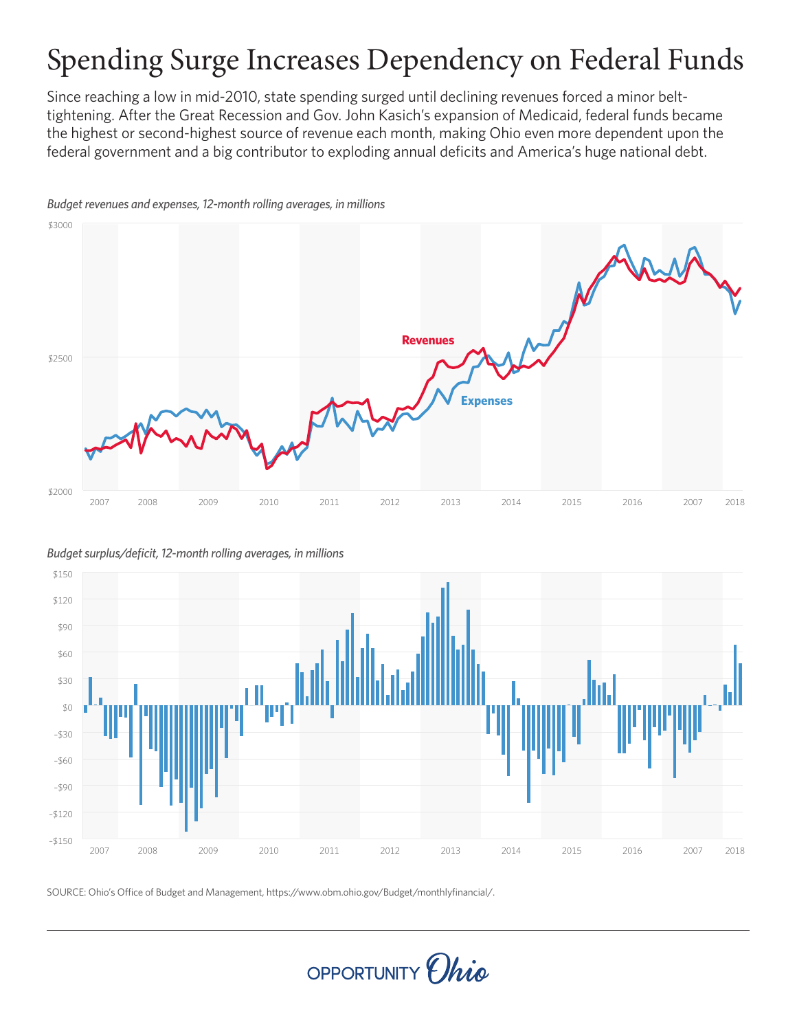# Spending Surge Increases Dependency on Federal Funds

Since reaching a low in mid-2010, state spending surged until declining revenues forced a minor belt-tightening. After the Great Recession and Gov. John Kasich's expansion of Medicaid, federal funds became the highest or second-highest source of revenue each month, making Ohio even more dependent upon the federal government and a big contributor to exploding annual deficits and America's huge national debt.

*Budget revenues and expenses, 12-month rolling averages, in millions*

*Budget surplus/deficit, 12-month rolling averages, in millions*

SOURCE: Ohio's Office of Budget and Management, https://www.obm.ohio.gov/Budget/monthlyfinancial/.

OPPORTUNITY Ohio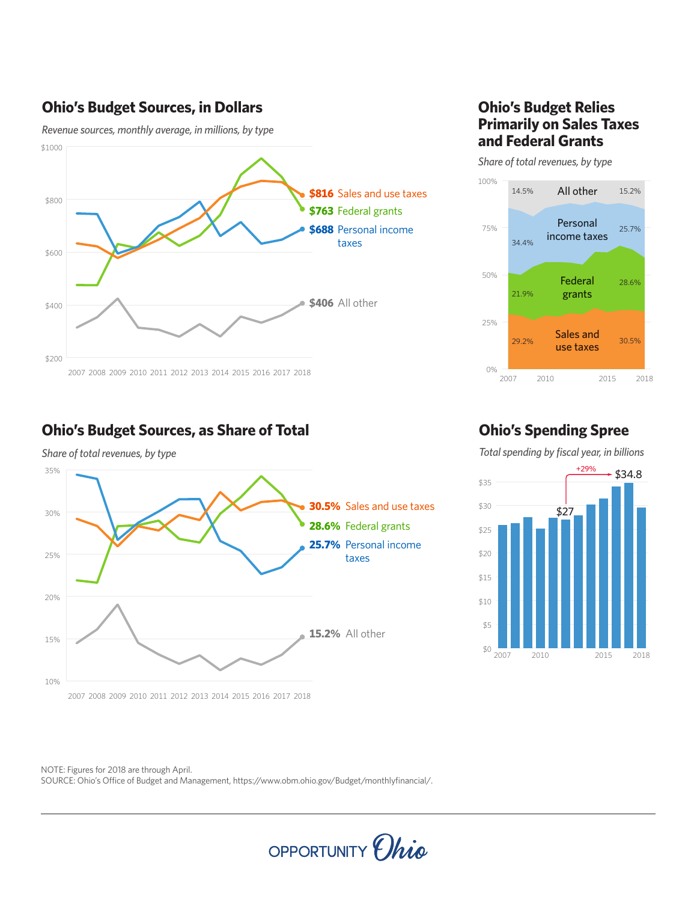## Ohio's Budget Sources, in Dollars

*Revenue sources, monthly average, in millions, by type*

$1000
$800
$600
$400
$200

2007 2008 2009 2010 2011 2012 2013 2014 2015 2016 2017 2018

**$816** Sales and use taxes
**$763** Federal grants
**$688** Personal income taxes
**$406** All other

## Ohio's Budget Relies Primarily on Sales Taxes and Federal Grants

*Share of total revenues, by type*

100%
75%
50%
25%
0%

2007 2010 2015 2018

All other: 14.5%, 15.2%
Personal income taxes: 34.4%, 25.7%
Federal grants: 21.9%, 28.6%
Sales and use taxes: 29.2%, 30.5%

## Ohio's Budget Sources, as Share of Total

*Share of total revenues, by type*

35%
30%
25%
20%
15%
10%

2007 2008 2009 2010 2011 2012 2013 2014 2015 2016 2017 2018

**30.5%** Sales and use taxes
**28.6%** Federal grants
**25.7%** Personal income taxes
**15.2%** All other

## Ohio's Spending Spree

*Total spending by fiscal year, in billions*

$35
$30
$25
$20
$15
$10
$5
$0

2007 2010 2015 2018

$27
+29%
$34.8

NOTE: Figures for 2018 are through April.
SOURCE: Ohio's Office of Budget and Management, https://www.obm.ohio.gov/Budget/monthlyfinancial/.

OPPORTUNITY Ohio